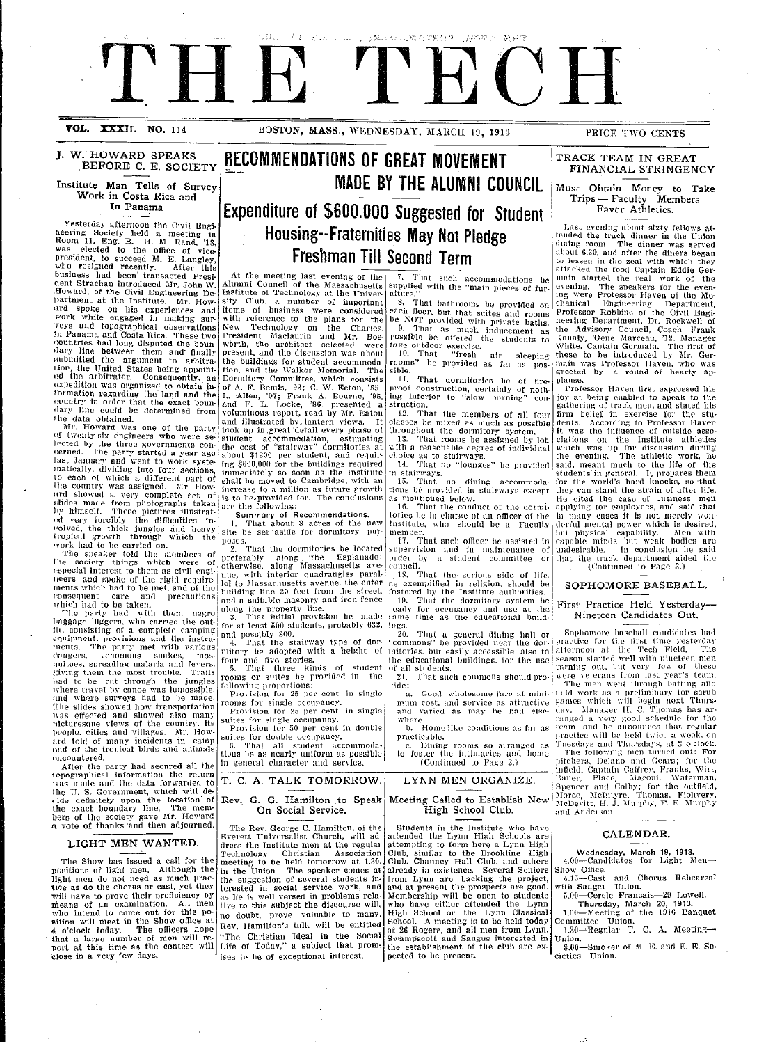# THE TECH

VOL. XXXII. NO. 114 BOSTON, MASS., WEDNESDAY, MARCH 19, 1913 PRICE TWO CENTS

## J. W. HOWARD SPEAKS BEFORE C. E. SOCIETY

### Institute Man Tells of Survey Work in Costa Rica and In Panama

Yesterday afternoon the Civil Engineering Society held a meeting in Room 11, Eng. B. H. M. Rand, '13, was elected to the office of vice-president, to succeed M. E. Langley, who resigned recently. After this business had been transacted President Strachan introduced Mr. John W. Howard, of the Civil Engineering Department at the Institute. Mr. Howard spoke on his experiences and work while engaged in making surveys and topographical observations in Panama and Costa Rica. These two countries had long disputed the boundary line between them and finally submitted the argument to arbitration, the United States being appointed the arbitrator. Consequently, an expedition was organized to obtain information regarding the land and the country in order that the exact boundary line could be determined from the data obtained.

Mr. Howard was one of the party of twenty-six engineers who were selected by the three governments concerned. The party started a year ago last January and went to work systematically, dividing into four sections, to each of which a different part of the country was assigned. Mr. Howard showed a very complete set of slides made from photographs taken by himself. These pictures illustrated very forcibly the difficulties involved, the thick jungles and heavy tropical growth through which the work had to be carried on.

The speaker told the members of the society things which were of especial interest to them as civil engineers and spoke of the rigid requirements which had to be met, and of the consequent care and precautions which had to be taken.

The party had with them negro baggage luggers, who carried the outfit, consisting of a complete camping equipment, provisions and the instruments. The party met with various dangers, venomous snakes, mosquitoes, spreading malaria and fevers, giving them the most trouble. Trails had to be cut through the jungles where travel by canoe was impossible, and where surveys had to be made. The slides showed how transportation was effected and showed also many picturesque views of the country, its people, cities and villages. Mr. Howard told of many incidents in camp and of the tropical birds and animals encountered.

After the party had secured all the topographical information the return was made and the data forwarded to the U. S. Government, which will decide definitely upon the location of the exact boundary line. The members of the society gave Mr. Howard a vote of thanks and then adjourned.

## LIGHT MEN WANTED.

The Show has issued a call for the positions of light men. Although the light men do not need as much practice as do the chorus or cast, yet they will have to prove their proficiency by means of an examination. All men who intend to come out for this position will meet in the Show office at 4 o'clock today. The officers hope that a large number of men will report at this time as the contest will close in a very few days.

## RECOMMENDATIONS OF GREAT MOVEMENT MADE BY THE ALUMNI COUNCIL

### Expenditure of $600,000 Suggested for Student Housing--Fraternities May Not Pledge Freshman Till Second Term

At the meeting last evening of the Alumni Council of the Massachusetts Institute of Technology at the University Club, a number of important items of business were considered with reference to the plans for the New Technology on the Charles. President Maclaurin and Mr. Bosworth, the architect selected, were present, and the discussion was about the buildings for student accommodation, and the Walker Memorial. The Dormitory Committee, which consists of A. F. Bemis, '93; C. W. Eaton, '85; L. Allen, '07; Frank A. Bourne, '95, and F. L. Locke, '86 presented a voluminous report, read by Mr. Eaton and illustrated by lantern views. It took up in great detail every phase of student accommodation, estimating the cost of "stairway" dormitories at about $1200 per student, and requiring $600,000 for the buildings required immediately so soon as the Institute shall be moved to Cambridge, with an increase to a million as future growth is to be provided for. The conclusions are the following:

**Summary of Recommendations.**

1. That about 8 acres of the new site be set aside for dormitory purposes.
2. That the dormitories be located preferably along the Esplanade; otherwise, along Massachusetts avenue, with interior quadrangles parallel to Massachusetts avenue, the outer building line 20 feet from the street, and a suitable masonry and iron fence along the property line.
3. That initial provision be made for at least 500 students, probably 632, and possibly 800.
4. That the stairway type of dormitory be adopted with a height of four and five stories.
5. That three kinds of student rooms or suites be provided in the following proportions:
   Provision for 25 per cent. in single rooms for single occupancy.
   Provision for 25 per cent. in single suites for single occupancy.
   Provision for 50 per cent in double suites for double occupancy.
6. That all student accommodations be as nearly uniform as possible in general character and service.
7. That such accommodations be supplied with the "main pieces of furniture."
8. That bathrooms be provided on each floor, but that suites and rooms be NOT provided with private baths.
9. That as much inducement as possible be offered the students to take outdoor exercise.
10. That "fresh air sleeping rooms" be provided as far as possible.
11. That dormitories be of fire-proof construction, certainty of nothing inferior to "slow burning" construction.
12. That the members of all four classes be mixed as much as possible throughout the dormitory system.
13. That rooms be assigned by lot with a reasonable degree of individual choice as to stairways.
14. That no "lounges" be provided in stairways.
15. That no dining accommodations be provided in stairways except as mentioned below.
16. That the conduct of the dormitories be in charge of an officer of the Institute, who should be a Faculty member.
17. That such officer be assisted in supervision and in maintenance of order by a student committee or council.
18. That the serious side of life as exemplified in religion, should be fostered by the Institute authorities.
19. That the dormitory system be ready for occupancy and use at the same time as the educational buildings.
20. That a general dining hall or "commons" be provided near the dormitories, but easily accessible also to the educational buildings, for the use of all students.
21. That such commons should provide:
   a. Good wholesome fare at minimum cost, and service as attractive and varied as may be had elsewhere.
   b. Home-like conditions as far as practicable.
   c. Dining rooms so arranged as to foster the intimacies and home

(Continued to Page 2.)

## T. C. A. TALK TOMORROW.

### Rev. G. G. Hamilton to Speak On Social Service.

The Rev. George C. Hamilton, of the Everett Universalist Church, will address the Institute men at the regular Technology Christian Association meeting to be held tomorrow at 1.30 in the Union. The speaker comes at the suggestion of several students interested in social service work, and as he is well versed in problems relative to this subject the discourse will, no doubt, prove valuable to many. Rev. Hamilton's talk will be entitled "The Christian Ideal in the Social Life of Today," a subject that promises to be of exceptional interest.

## LYNN MEN ORGANIZE.

### Meeting Called to Establish New High School Club.

Students in the Institute who have attended the Lynn High Schools are attempting to form here a Lynn High Club, similar to the Brookline High Club, Chauncy Hall Club, and others already in existence. Several Seniors from Lynn are backing the project, and at present the prospects are good. Membership will be open to students who have either attended the Lynn High School or the Lynn Classical School. A meeting is to be held today at 26 Rogers, and all men from Lynn, Swampscott and Saugus interested in the establishment of the club are expected to be present.

## TRACK TEAM IN GREAT FINANCIAL STRINGENCY

### Must Obtain Money to Take Trips — Faculty Members Favor Athletics.

Last evening about sixty fellows attended the track dinner in the Union dining room. The dinner was served about 6.30, and after the diners began to lessen in the zeal with which they attacked the food Captain Eddie Germain started the real work of the evening. The speakers for the evening were Professor Haven of the Mechanical Engineering Department, Professor Robbins of the Civil Engineering Department, Dr. Rockwell of the Advisory Council, Coach Frank Kanaly, 'Gene Marceau, '12, Manager White, Captain Germain. The first of these to be introduced by Mr. Germain was Professor Haven, who was greeted by a round of hearty applause.

Professor Haven first expressed his joy at being enabled to speak to the gathering of track men, and stated his firm belief in exercise for the students. According to Professor Haven it was the influence of outside associations on the Institute athletics which was up for discussion during the evening. The athletic work, he said, meant much to the life of the students in general. It prepares them for the world's hard knocks, so that they can stand the strain of after life. He cited the case of business men applying for employees, and said that in many cases it is not merely wonderful mental power which is desired, but physical capability. Men with capable minds but weak bodies are undesirable. In conclusion he said that the track department aided the

(Continued to Page 3.)

## SOPHOMORE BASEBALL.

### First Practice Held Yesterday—Nineteen Candidates Out.

Sophomore baseball candidates had practice for the first time yesterday afternoon at the Tech Field. The season started well with nineteen men turning out, but very few of these were veterans from last year's team.

The men went through batting and field work as a preliminary for scrub games which will begin next Thursday. Manager H. C. Thomas has arranged a very good schedule for the team, and he announces that regular practice will be held twice a week, on Tuesdays and Thursdays, at 3 o'clock.

The following men turned out: For pitchers, Delano and Gears; for the infield, Captain Caffrey, Pranks, Wirt, Bauer, Place, Macomb, Waterman, Spencer and Colby; for the outfield, Morse, McIntyre, Thomas, Flohvery, McDevitt, H. J. Murphy, F. E. Murphy and Anderson.

## CALENDAR.

**Wednesday, March 19, 1913.**

4.00—Candidates for Light Men—Show Office.

4.15—Cast and Chorus Rehearsal with Sanger—Union.

5.00—Cercle Francais—29 Lowell.

**Thursday, March 20, 1913.**

1.00—Meeting of the 1916 Banquet Committee—Union.

1.30—Regular T. C. A. Meeting—Union.

8.00—Smoker of M. E. and E. E. Societies—Union.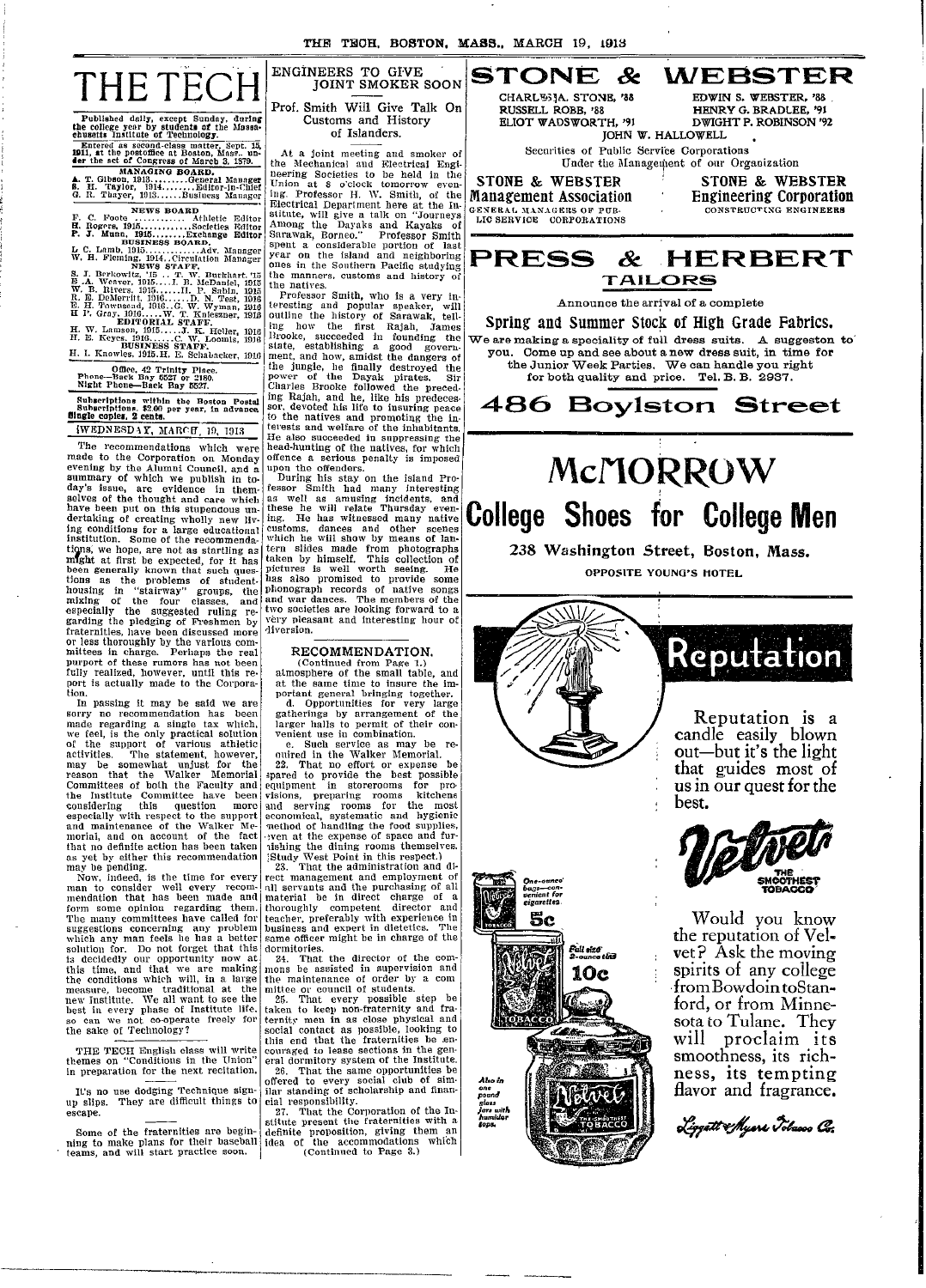# THE TECH

Published daily, except Sunday, during the college year by students of the Massachusetts Institute of Technology.

Entered as second-class matter, Sept. 15, 1911, at the postoffice at Boston, Mass., under the act of Congress of March 3, 1879.

**MANAGING BOARD.**

A. T. Gibson, 1913.........General Manager
S. H. Taylor, 1914..........Editor-in-Chief
G. R. Thayer, 1913......Business Manager

**NEWS BOARD**

F. C. Foote ............ Athletic Editor
H. Rogers, 1915............Societies Editor
P. J. Munn, 1915........Exchange Editor

**BUSINESS BOARD.**

L. C. Lamb, 1915...............Adv. Manager
W. H. Fleming, 1914..Circulation Manager

**NEWS STAFF.**

S. J. Berkowitz, '15 ... T. W. Burkhart, '15
E. A. Weaver, 1915....I. B. McDaniel, 1915
W. B. Rivers, 1915......H. P. Sabin, 1915
R. E. DeMerritt, 1916......D. N. Test, 1916
E. H. Townsend, 1916..G. W. Wyman, 1916
H. P. Gray, 1916......W. T. Kniessner, 1916

**EDITORIAL STAFF.**

H. W. Lamson, 1915.....J. K. Heller, 1916
H. E. Keyes, 1916......C. W. Loomis, 1916

**BUSINESS STAFF.**

H. I. Knowles, 1915.H. E. Schabacker, 1916

Office, 42 Trinity Place.
Phone—Back Bay 5527 or 2180.
Night Phone—Back Bay 5527.

Subscriptions within the Boston Postal District, $2.00 per year, in advance. Single copies, 2 cents.

WEDNESDAY, MARCH 19, 1913

The recommendations which were made to the Corporation on Monday evening by the Alumni Council, and a summary of which we publish in today's issue, are evidence in themselves of the thought and care which have been put on this stupendous undertaking of creating wholly new living conditions for a large educational institution. Some of the recommendations, we hope, are not as startling as might at first be expected, for it has been generally known that such questions as the problems of student-housing in "stairway" groups, the mixing of the four classes, and especially the suggested ruling regarding the pledging of Freshmen by fraternities, have been discussed more or less thoroughly by the various committees in charge. Perhaps the real purport of these rumors has not been fully realized, however, until this report is actually made to the Corporation.

In passing it may be said we are sorry no recommendation has been made regarding a single tax which, we feel, is the only practical solution of the support of various athletic activities. The statement, however, may be somewhat unjust for the reason that the Walker Memorial Committees of both the Faculty and the Institute Committee have been considering this question more especially with respect to the support and maintenance of the Walker Memorial, and on account of the fact that no definite action has been taken as yet by either this recommendation may be pending.

Now, indeed, is the time for every man to consider well every recommendation that has been made and form some opinion regarding them. The many committees have called for suggestions concerning any problem which any man feels he has a better solution for. Do not forget that this is decidedly our opportunity now at this time, and that we are making the conditions which will, in a large measure, become traditional at the new Institute. We all want to see the best in every phase of Institute life, so can we not co-operate freely for the sake of Technology?

---

THE TECH English class will write themes on "Conditions in the Union" in preparation for the next recitation.

---

It's no use dodging Technique signup slips. They are difficult things to escape.

---

Some of the fraternities are beginning to make plans for their baseball teams, and will start practice soon.

## ENGINEERS TO GIVE JOINT SMOKER SOON

### Prof. Smith Will Give Talk On Customs and History of Islanders.

At a joint meeting and smoker of the Mechanical and Electrical Engineering Societies to be held in the Union at 8 o'clock tomorrow evening. Professor H. W. Smith, of the Electrical Department here at the Institute, will give a talk on "Journeys Among the Dayaks and Kayaks of Sarawak, Borneo." Professor Smith spent a considerable portion of last year on the island and neighboring ones in the Southern Pacific studying the manners, customs and history of the natives.

Professor Smith, who is a very interesting and popular speaker, will outline the history of Sarawak, telling how the first Rajah, James Brooke, succeeded in founding the state, establishing a good government, and how, amidst the dangers of the jungle, he finally destroyed the power of the Dayak pirates. Sir Charles Brooke followed the preceding Rajah, and he, like his predecessor, devoted his life to insuring peace to the natives and promoting the interests and welfare of the inhabitants. He also succeeded in suppressing the head-hunting of the natives, for which offence a serious penalty is imposed upon the offenders.

During his stay on the island Professor Smith had many interesting as well as amusing incidents, and these he will relate Thursday evening. He has witnessed many native customs, dances and other scenes which he will show by means of lantern slides made from photographs taken by himself. This collection of pictures is well worth seeing. He has also promised to provide some phonograph records of native songs and war dances. The members of the two societies are looking forward to a very pleasant and interesting hour of diversion.

## RECOMMENDATION.

(Continued from Page 1.)

atmosphere of the small table, and at the same time to insure the important general bringing together.

d. Opportunities for very large gatherings by arrangement of the larger halls to permit of their convenient use in combination.

e. Such service as may be required in the Walker Memorial.

22. That no effort or expense be spared to provide the best possible equipment in storerooms for provisions, preparing rooms kitchens and serving rooms for the most economical, systematic and hygienic method of handling the food supplies, even at the expense of space and furnishing the dining rooms themselves. (Study West Point in this respect.)

23. That the administration and direct management and employment of all servants and the purchasing of all material be in direct charge of a thoroughly competent director and teacher, preferably with experience in business and expert in dietetics. The same officer might be in charge of the dormitories.

24. That the director of the commons be assisted in supervision and the maintenance of order by a committee or council of students.

25. That every possible step be taken to keep non-fraternity and fraternity men in as close physical and social contact as possible, looking to this end that the fraternities be encouraged to lease sections in the general dormitory system of the Institute.

26. That the same opportunities be offered to every social club of similar standing of scholarship and financial responsibility.

27. That the Corporation of the Institute present the fraternities with a definite proposition, giving them an idea of the accommodations which

(Continued to Page 3.)

---

# STONE & WEBSTER

CHARLES A. STONE, '88 — EDWIN S. WEBSTER, '88
RUSSELL ROBB, '88 — HENRY G. BRADLEE, '91
ELIOT WADSWORTH, '91 — DWIGHT P. ROBINSON '92
JOHN W. HALLOWELL

Securities of Public Service Corporations
Under the Management of our Organization

**STONE & WEBSTER Management Association**
GENERAL MANAGERS OF PUBLIC SERVICE CORPORATIONS

**STONE & WEBSTER Engineering Corporation**
CONSTRUCTING ENGINEERS

---

# PRESS & HERBERT

## TAILORS

Announce the arrival of a complete

**Spring and Summer Stock of High Grade Fabrics.**

We are making a speciality of full dress suits. A suggeston to you. Come up and see about a new dress suit, in time for the Junior Week Parties. We can handle you right for both quality and price. Tel. B. B. 2937.

# 486 Boylston Street

---

# McMORROW

# College Shoes for College Men

238 Washington Street, Boston, Mass.

OPPOSITE YOUNG'S HOTEL

---

# Reputation

Reputation is a candle easily blown out—but it's the light that guides most of us in our quest for the best.

**Velvet** THE SMOOTHEST TOBACCO

One-ounce bags—convenient for cigarettes 5c

Full size 2-ounce tins 10c

Also in one pound glass jars with humidor tops.

Would you know the reputation of Velvet? Ask the moving spirits of any college from Bowdoin to Stanford, or from Minnesota to Tulane. They will proclaim its smoothness, its richness, its tempting flavor and fragrance.

Liggett & Myers Tobacco Co.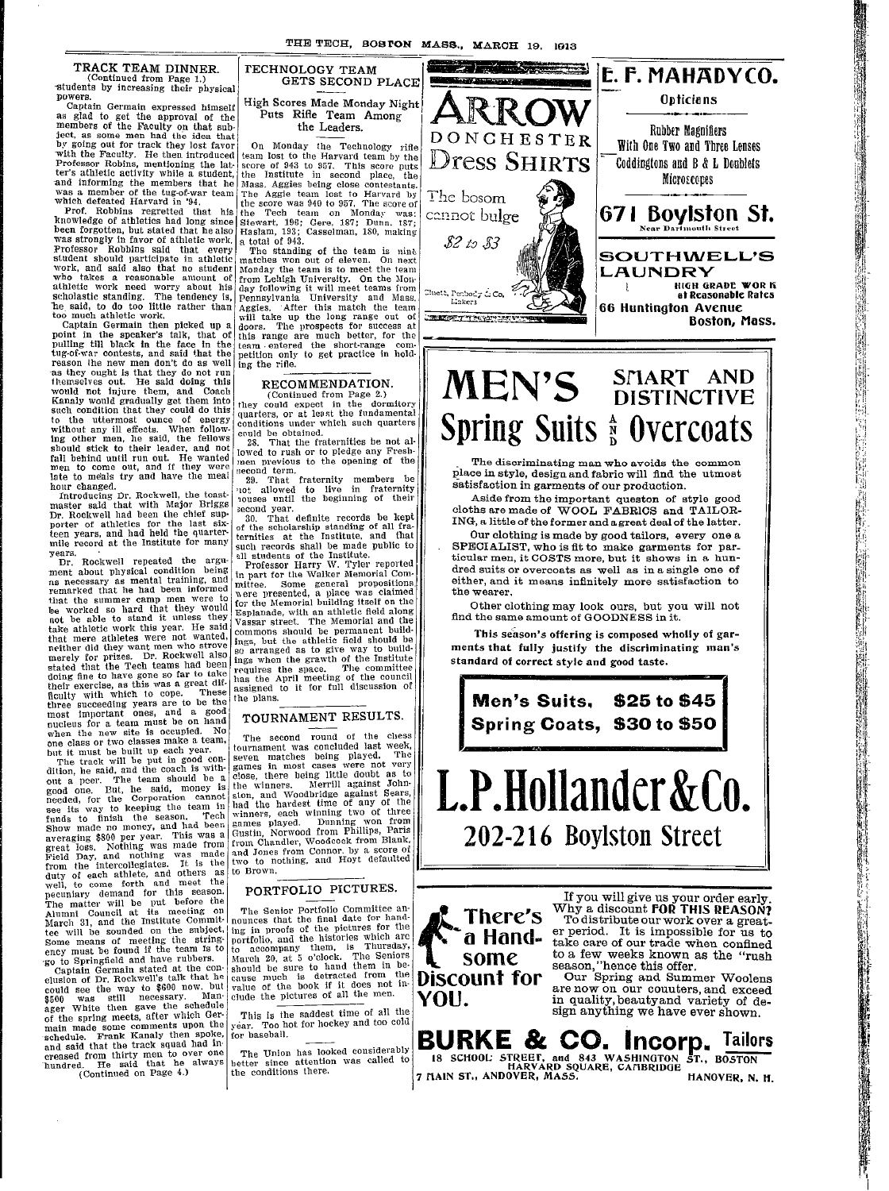## TRACK TEAM DINNER.

(Continued from Page 1.)

students by increasing their physical powers.

Captain Germain expressed himself as glad to get the approval of the members of the Faculty on that subject, as some men had the idea that by going out for track they lost favor with the Faculty. He then introduced Professor Robins, mentioning the latter's athletic activity while a student, and informing the members that he was a member of the tug-of-war team which defeated Harvard in '94.

Prof. Robbins regretted that his knowledge of athletics had long since been forgotten, but stated that he also was strongly in favor of athletic work. Professor Robbins said that every student should participate in athletic work, and said also that no student who takes a reasonable amount of athletic work need worry about his scholastic standing. The tendency is, he said, to do too little rather than too much athletic work.

Captain Germain then picked up a point in the speaker's talk, that of pulling till black in the face in the tug-of-war contests, and said that the reason the new men don't do as well as they ought is that they do not run themselves out. He said doing this would not injure them, and Coach Kanaly would gradually get them into such condition that they could do this to the uttermost ounce of energy without any ill effects. When following other men, he said, the fellows should stick to their leader, and not fall behind until run out. He wanted men to come out, and if they were late to meals try and have the meal hour changed.

Introducing Dr. Rockwell, the toastmaster said that with Major Briggs Dr. Rockwell had been the chief supporter of athletics for the last sixteen years, and had held the quarter-mile record at the Institute for many years.

Dr. Rockwell repeated the argument about physical condition being as necessary as mental training, and remarked that he had been informed that the summer camp men were to be worked so hard that they would not be able to stand it unless they take athletic work this year. He said that mere athletes were not wanted, neither did they want men who strove merely for prizes. Dr. Rockwell also stated that the Tech teams had been doing fine to have gone so far to take their exercise, as this was a great difficulty with which to cope. These three succeeding years are to be the most important ones, and a good nucleus for a team must be on hand when the new site is occupied. No one class or two classes make a team, but it must be built up each year.

The track will be put in good condition, he said, and the coach is without a peer. The team should be a good one. But, he said, money is needed, for the Corporation cannot see its way to keeping the team in funds to finish the season. Tech Show made no money, and had been averaging $800 per year. This was a great loss. Nothing was made from Field Day, and nothing was made from the intercollegiates. It is the duty of each athlete, and others as well, to come forth and meet the pecuniary demand for this season. The matter will be put before the Alumni Council at its meeting on March 31, and the Institute Committee will be sounded on the subject. Some means of meeting the stringency must be found if the team is to go to Springfield and have rubbers.

Captain Germain stated at the conclusion of Dr. Rockwell's talk that he could see the way to $600 now, but $500 was still necessary. Manager White then gave the schedule of the spring meets, after which Germain made some comments upon the schedule. Frank Kanaly then spoke, and said that the track squad had increased from thirty men to over one hundred. He said that he always

(Continued on Page 4.)

## TECHNOLOGY TEAM GETS SECOND PLACE

### High Scores Made Monday Night Puts Rifle Team Among the Leaders.

On Monday the Technology rifle team lost to the Harvard team by the score of 943 to 957. This score puts the Institute in second place, the Mass. Aggies being close contestants. The Aggie team lost to Harvard by the score was 940 to 957. The score of the Tech team on Monday was: Stewart, 196; Gere, 187; Dunn, 187; Haslam, 193; Casselman, 180, making a total of 943.

The standing of the team is nine matches won out of eleven. On next Monday the team is to meet the team from Lehigh University. On the Monday following it will meet teams from Pennsylvania University and Mass. Aggies. After this match the team will take up the long range out of doors. The prospects for success at this range are much better, for the team entered the short-range competition only to get practice in holding the rifle.

## RECOMMENDATION.

(Continued from Page 2.)

they could expect in the dormitory quarters, or at least the fundamental conditions under which such quarters could be obtained.

28. That the fraternities be not allowed to rush or to pledge any Freshmen previous to the opening of the second term.

29. That fraternity members be not allowed to live in fraternity houses until the beginning of their second year.

30. That definite records be kept of the scholarship standing of all fraternities at the Institute, and that such records shall be made public to all students of the Institute.

Professor Harry W. Tyler reported in part for the Walker Memorial Committee. Some general propositions were presented, a place was claimed for the Memorial building itself on the Esplanade, with an athletic field along Vassar street. The Memorial and the commons should be permanent buildings, but the athletic field should be so arranged as to give way to buildings when the growth of the Institute requires the space. The committee has the April meeting of the council assigned to it for full discussion of the plans.

## TOURNAMENT RESULTS.

The second round of the chess tournament was concluded last week, seven matches being played. The games in most cases were not very close, there being little doubt as to the winners. Merrill against Johnston, and Woodbridge against Sears, had the hardest time of any of the winners, each winning two of three games played. Dunning won from Gustin, Norwood from Phillips, Paris from Chandler, Woodcock from Blank, and Jones from Connor, by a score of two to nothing, and Hoyt defaulted to Brown.

## PORTFOLIO PICTURES.

The Senior Portfolio Committee announces that the final date for handing in proofs of the pictures for the portfolio, and the histories which are to accompany them, is Thursday, March 20, at 5 o'clock. The Seniors should be sure to hand them in because much is detracted from the value of the book if it does not include the pictures of all the men.

---

This is the saddest time of all the year. Too hot for hockey and too cold for baseball.

---

The Union has looked considerably better since attention was called to the conditions there.

---

# ARROW

DONCHESTER

## Dress Shirts

The bosom cannot bulge

$2 to $3

Cluett, Peabody & Co. Makers

---

# E. F. MAHADY CO.

**Opticians**

Rubber Magnifiers

With One Two and Three Lenses

Coddingtons and B & L Doublets

Microscopes

## 671 Boylston St.

Near Dartmouth Street

---

## SOUTHWELL'S LAUNDRY

HIGH GRADE WORK at Reasonable Rates

**66 Huntington Avenue**

**Boston, Mass.**

---

# MEN'S SMART AND DISTINCTIVE

# Spring Suits AND Overcoats

The discriminating man who avoids the common place in style, design and fabric will find the utmost satisfaction in garments of our production.

Aside from the important queston of style good cloths are made of WOOL FABRICS and TAILORING, a little of the former and a great deal of the latter.

Our clothing is made by good tailors, every one a SPECIALIST, who is fit to make garments for particular men, it COSTS more, but it shows in a hundred suits or overcoats as well as in a single one of either, and it means infinitely more satisfaction to the wearer.

Other clothing may look ours, but you will not find the same amount of GOODNESS in it.

This season's offering is composed wholly of garments that fully justify the discriminating man's standard of correct style and good taste.

**Men's Suits, $25 to $45**

**Spring Coats, $30 to $50**

# L.P.Hollander&Co.

## 202-216 Boylston Street

---

# There's a Handsome Discount for YOU.

If you will give us your order early. Why a discount FOR THIS REASON? To distribute our work over a greater period. It is impossible for us to take care of our trade when confined to a few weeks known as the "rush season," hence this offer.

Our Spring and Summer Woolens are now on our couters, and exceed in quality, beauty and variety of design anything we have ever shown.

# BURKE & CO. Incorp. Tailors

18 SCHOOL STREET, and 843 WASHINGTON ST., BOSTON
HARVARD SQUARE, CAMBRIDGE
7 MAIN ST., ANDOVER, MASS. HANOVER, N. H.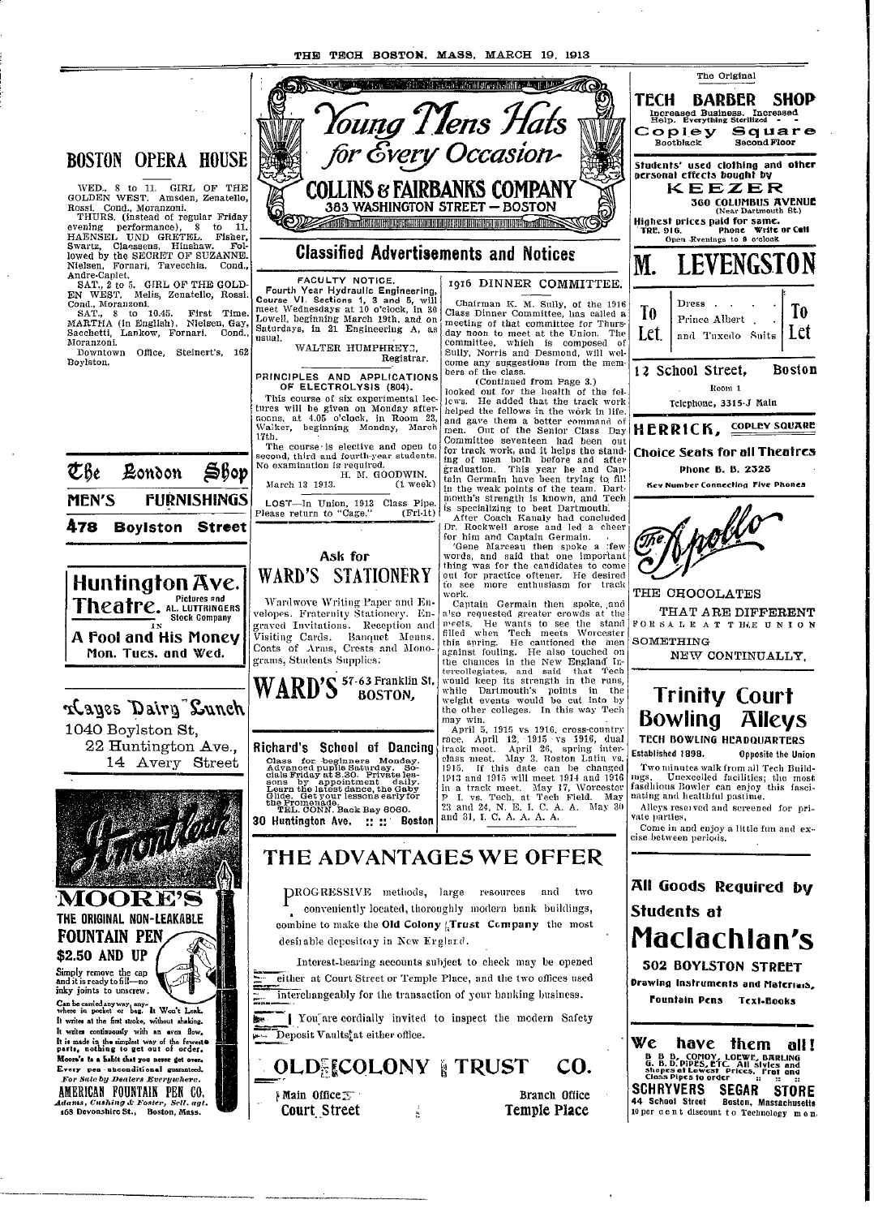# BOSTON OPERA HOUSE

WED., 8 to 11. GIRL OF THE GOLDEN WEST. Amsden, Zenatello, Rossi. Cond., Moranzoni.

THURS. (instead of regular Friday evening performance), 8 to 11. HAENSEL UND GRETEL. Fisher, Swartz, Claessens, Hinshaw. Followed by the SECRET OF SUZANNE. Nielsen, Fornari, Tavecchia. Cond., Andre-Caplet.

SAT., 2 to 5. GIRL OF THE GOLDEN WEST. Melis, Zenatello, Rossi. Cond., Moranzoni.

SAT., 8 to 10.45. First Time. MARTHA (in English). Nielsen, Gay, Sacchetti, Lankow, Fornari. Cond., Moranzoni.

Downtown Office, Steinert's, 162 Boylston.

**The London Shop**

**MEN'S FURNISHINGS**

**478 Boylston Street**

**Huntington Ave. Theatre.** AL. LUTTRINGERS Pictures and Stock Company IN

**A Fool and His Money**

**Mon. Tues. and Wed.**

**Hayes Dairy Lunch**

1040 Boylston St,
22 Huntington Ave.,
14 Avery Street

Stronlead

**MOORE'S**

**THE ORIGINAL NON-LEAKABLE FOUNTAIN PEN**

**$2.50 AND UP**

Simply remove the cap and it is ready to fill—no inky joints to unscrew.

Can be carried any way, anywhere in pocket or bag. It Won't Leak. It writes at the first stroke, without shaking. It writes continuously with an even flow. It is made in the simplest way of the fewest parts, nothing to get out of order. Moore's is a habit that you never get over. Every pen unconditional guaranteed. *For Sale by Dealers Everywhere.*

**AMERICAN FOUNTAIN PEN CO.**
*Adams, Cushing & Foster, Sell. agt.*
168 Devonshire St., Boston, Mass.

---

*Young Mens Hats for Every Occasion*

**COLLINS & FAIRBANKS COMPANY**
383 WASHINGTON STREET — BOSTON

## Classified Advertisements and Notices

**FACULTY NOTICE.**

Fourth Year Hydraulic Engineering, Course VI. Sections 1, 3 and 5, will meet Wednesdays at 10 o'clock, in 30 Lowell, beginning March 19th, and on Saturdays, in 21 Engineering A, as usual.

WALTER HUMPHREYS,
Registrar.

**PRINCIPLES AND APPLICATIONS OF ELECTROLYSIS (804).**

This course of six experimental lectures will be given on Monday afternoons, at 4.05 o'clock, in Room 23, Walker, beginning Monday, March 17th.

The course is elective and open to second, third and fourth-year students. No examination is required.

H. M. GOODWIN.

March 13 1913. (1 week)

LOST—In Union, 1913 Class Pipe. Please return to "Cage." (Fri-1t)

**1916 DINNER COMMITTEE.**

Chairman K. M. Sully, of the 1916 Class Dinner Committee, has called a meeting of that committee for Thursday noon to meet at the Union. The committee, which is composed of Sully, Norris and Desmond, will welcome any suggestions from the members of the class.

(Continued from Page 3.)

looked out for the health of the fellows. He added that the track work helped the fellows in the work in life, and gave them a better command of men. Out of the Senior Class Day Committee seventeen had been out for track work, and it helps the standing of men both before and after graduation. This year he and Captain Germain have been trying to fill in the weak points of the team. Dartmouth's strength is known, and Tech is specializing to beat Dartmouth.

After Coach Kanaly had concluded Dr. Rockwell arose and led a cheer for him and Captain Germain.

'Gene Marceau then spoke a few words, and said that one important thing was for the candidates to come out for practice oftener. He desired to see more enthusiasm for track work.

Captain Germain then spoke, and also requested greater crowds at the meets. He wants to see the stand filled when Tech meets Worcester this spring. He cautioned the men against fouling. He also touched on the chances in the New England Intercollegiates, and said that Tech would keep its strength in the runs, while Dartmouth's points in the weight events would be cut into by the other colleges. In this way Tech may win.

April 5, 1915 vs. 1916, cross-country race. April 12, 1915 vs 1916, dual track meet. April 26, spring interclass meet. May 3, Boston Latin vs. 1915. If this date can be changed 1913 and 1915 will meet 1914 and 1916 in a track meet. May 17, Worcester P. I. vs. Tech, at Tech Field. May 23 and 24, N. E. I. C. A. A. May 30 and 31, I. C. A. A. A. A.

**Ask for WARD'S STATIONERY**

Wardwove Writing Paper and Envelopes. Fraternity Stationery. Engraved Invitations. Reception and Visiting Cards. Banquet Menus. Coats of Arms, Crests and Monograms, Students Supplies.

**WARD'S** 57-63 Franklin St. BOSTON.

**Richard's School of Dancing**

Class for beginners Monday. Advanced pupils Saturday. Socials Friday at 8.30. Private lessons by appointment daily. Learn the latest dance, the Gaby Glide. Get your lessons early for the Promenade.

TEL. CONN. Back Bay 8060.

**30 Huntington Ave. :: :: Boston**

## THE ADVANTAGES WE OFFER

PROGRESSIVE methods, large resources and two conveniently located, thoroughly modern bank buildings, combine to make the **Old Colony Trust Company** the most desirable depository in New England.

Interest-bearing accounts subject to check may be opened either at Court Street or Temple Place, and the two offices used interchangeably for the transaction of your banking business.

You are cordially invited to inspect the modern Safety Deposit Vaults at either office.

**OLD COLONY TRUST CO.**

Main Office — **Court Street** | Branch Office — **Temple Place**

---

The Original

**TECH BARBER SHOP**

Increased Business. Increased Help. Everything Sterilized

**Copley Square**

Bootblack — Second Floor

Students' used clothing and other personal effects bought by

**KEEZER**

**360 COLUMBUS AVENUE** (Near Dartmouth St.)

Highest prices paid for same.
TRE. 916. Phone Write or Call
Open Evenings to 9 o'clock

# M. LEVENGSTON

**To Let** — Dress . . . Prince Albert . . and Tuxedo Suits — **To Let**

**12 School Street, Boston**

Room 1

Telephone, 3315-J Main

**HERRICK,** COPLEY SQUARE

**Choice Seats for all Theatres**

Phone B. B. 2325

Key Number Connecting Five Phones

*The Apollo*

THE CHOCOLATES THAT ARE DIFFERENT

FOR SALE AT THE UNION

SOMETHING NEW CONTINUALLY.

**Trinity Court Bowling Alleys**

**TECH BOWLING HEADQUARTERS**

Established 1898. Opposite the Union

Two minutes walk from all Tech Buildings. Unexcelled facilities; the most fastidious Bowler can enjoy this fascinating and healthful pastime.

Alleys reserved and screened for private parties.

Come in and enjoy a little fun and exercise between periods.

**All Goods Required by Students at**

# Maclachlan's

**502 BOYLSTON STREET**

**Drawing Instruments and Materials, Fountain Pens Text-Books**

**We have them all!**

B B B, COMOY, LOEWE, BARLING G. B. D. PIPES, ETC. All Styles and shapes at Lowest Prices. Frat and Class Pipes to order

**SCHRYVERS SEGAR STORE**

44 School Street Boston, Massachusetts

10 per cent discount to Technology men.